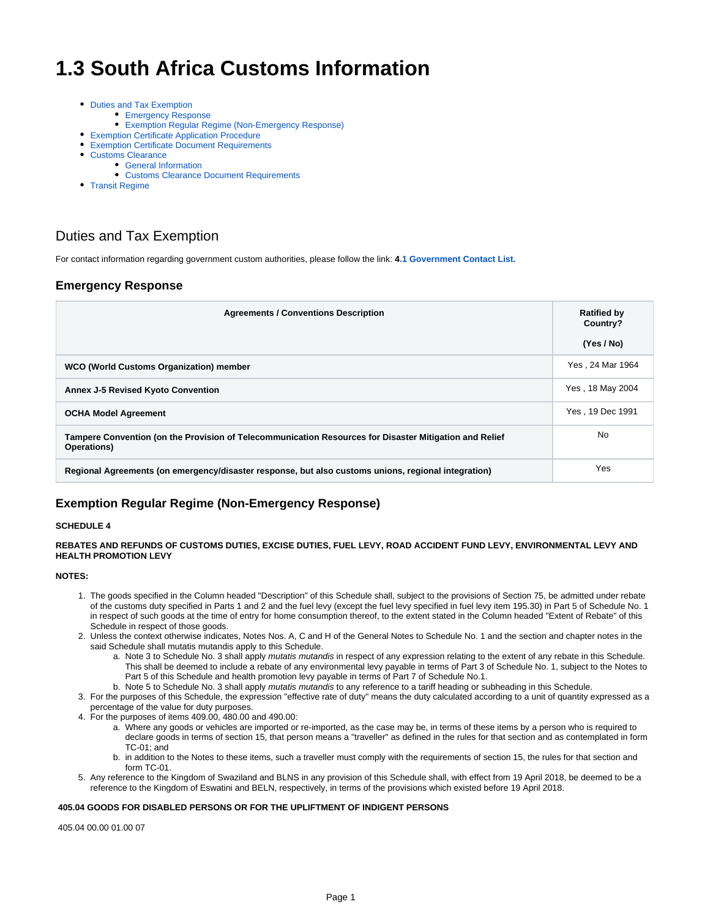# 1.3 South Africa Customs Information

- Duties and Tax Exemption
  - Emergency Response
  - Exemption Regular Regime (Non-Emergency Response)
- Exemption Certificate Application Procedure
- Exemption Certificate Document Requirements
- Customs Clearance
  - General Information
  - Customs Clearance Document Requirements
- Transit Regime

## Duties and Tax Exemption

For contact information regarding government custom authorities, please follow the link: **4.1 Government Contact List.**

### Emergency Response

| Agreements / Conventions Description | Ratified by Country? (Yes / No) |
|---|---|
| **WCO (World Customs Organization) member** | Yes , 24 Mar 1964 |
| **Annex J-5 Revised Kyoto Convention** | Yes , 18 May 2004 |
| **OCHA Model Agreement** | Yes , 19 Dec 1991 |
| **Tampere Convention (on the Provision of Telecommunication Resources for Disaster Mitigation and Relief Operations)** | No |
| **Regional Agreements (on emergency/disaster response, but also customs unions, regional integration)** | Yes |

### Exemption Regular Regime (Non-Emergency Response)

**SCHEDULE 4**

**REBATES AND REFUNDS OF CUSTOMS DUTIES, EXCISE DUTIES, FUEL LEVY, ROAD ACCIDENT FUND LEVY, ENVIRONMENTAL LEVY AND HEALTH PROMOTION LEVY**

**NOTES:**

1. The goods specified in the Column headed "Description" of this Schedule shall, subject to the provisions of Section 75, be admitted under rebate of the customs duty specified in Parts 1 and 2 and the fuel levy (except the fuel levy specified in fuel levy item 195.30) in Part 5 of Schedule No. 1 in respect of such goods at the time of entry for home consumption thereof, to the extent stated in the Column headed "Extent of Rebate" of this Schedule in respect of those goods.
2. Unless the context otherwise indicates, Notes Nos. A, C and H of the General Notes to Schedule No. 1 and the section and chapter notes in the said Schedule shall mutatis mutandis apply to this Schedule.
   a. Note 3 to Schedule No. 3 shall apply *mutatis mutandis* in respect of any expression relating to the extent of any rebate in this Schedule. This shall be deemed to include a rebate of any environmental levy payable in terms of Part 3 of Schedule No. 1, subject to the Notes to Part 5 of this Schedule and health promotion levy payable in terms of Part 7 of Schedule No.1.
   b. Note 5 to Schedule No. 3 shall apply *mutatis mutandis* to any reference to a tariff heading or subheading in this Schedule.
3. For the purposes of this Schedule, the expression "effective rate of duty" means the duty calculated according to a unit of quantity expressed as a percentage of the value for duty purposes.
4. For the purposes of items 409.00, 480.00 and 490.00:
   a. Where any goods or vehicles are imported or re-imported, as the case may be, in terms of these items by a person who is required to declare goods in terms of section 15, that person means a "traveller" as defined in the rules for that section and as contemplated in form TC-01; and
   b. in addition to the Notes to these items, such a traveller must comply with the requirements of section 15, the rules for that section and form TC-01.
5. Any reference to the Kingdom of Swaziland and BLNS in any provision of this Schedule shall, with effect from 19 April 2018, be deemed to be a reference to the Kingdom of Eswatini and BELN, respectively, in terms of the provisions which existed before 19 April 2018.

**405.04 GOODS FOR DISABLED PERSONS OR FOR THE UPLIFTMENT OF INDIGENT PERSONS**

405.04 00.00 01.00 07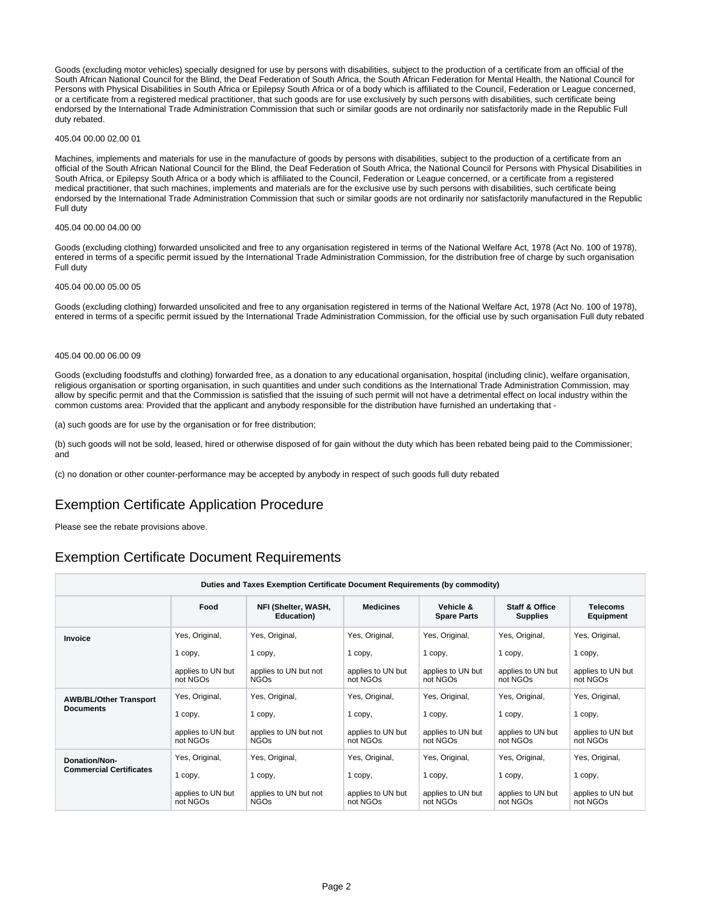Goods (excluding motor vehicles) specially designed for use by persons with disabilities, subject to the production of a certificate from an official of the South African National Council for the Blind, the Deaf Federation of South Africa, the South African Federation for Mental Health, the National Council for Persons with Physical Disabilities in South Africa or Epilepsy South Africa or of a body which is affiliated to the Council, Federation or League concerned, or a certificate from a registered medical practitioner, that such goods are for use exclusively by such persons with disabilities, such certificate being endorsed by the International Trade Administration Commission that such or similar goods are not ordinarily nor satisfactorily made in the Republic Full duty rebated.

405.04 00.00 02.00 01

Machines, implements and materials for use in the manufacture of goods by persons with disabilities, subject to the production of a certificate from an official of the South African National Council for the Blind, the Deaf Federation of South Africa, the National Council for Persons with Physical Disabilities in South Africa, or Epilepsy South Africa or a body which is affiliated to the Council, Federation or League concerned, or a certificate from a registered medical practitioner, that such machines, implements and materials are for the exclusive use by such persons with disabilities, such certificate being endorsed by the International Trade Administration Commission that such or similar goods are not ordinarily nor satisfactorily manufactured in the Republic Full duty

405.04 00.00 04.00 00

Goods (excluding clothing) forwarded unsolicited and free to any organisation registered in terms of the National Welfare Act, 1978 (Act No. 100 of 1978), entered in terms of a specific permit issued by the International Trade Administration Commission, for the distribution free of charge by such organisation Full duty

405.04 00.00 05.00 05

Goods (excluding clothing) forwarded unsolicited and free to any organisation registered in terms of the National Welfare Act, 1978 (Act No. 100 of 1978), entered in terms of a specific permit issued by the International Trade Administration Commission, for the official use by such organisation Full duty rebated

405.04 00.00 06.00 09

Goods (excluding foodstuffs and clothing) forwarded free, as a donation to any educational organisation, hospital (including clinic), welfare organisation, religious organisation or sporting organisation, in such quantities and under such conditions as the International Trade Administration Commission, may allow by specific permit and that the Commission is satisfied that the issuing of such permit will not have a detrimental effect on local industry within the common customs area: Provided that the applicant and anybody responsible for the distribution have furnished an undertaking that -

(a) such goods are for use by the organisation or for free distribution;

(b) such goods will not be sold, leased, hired or otherwise disposed of for gain without the duty which has been rebated being paid to the Commissioner; and

(c) no donation or other counter-performance may be accepted by anybody in respect of such goods full duty rebated

## Exemption Certificate Application Procedure

Please see the rebate provisions above.

## Exemption Certificate Document Requirements

| Duties and Taxes Exemption Certificate Document Requirements (by commodity) | | | | | | |
|---|---|---|---|---|---|---|
| | **Food** | **NFI (Shelter, WASH, Education)** | **Medicines** | **Vehicle & Spare Parts** | **Staff & Office Supplies** | **Telecoms Equipment** |
| **Invoice** | Yes, Original, 1 copy, applies to UN but not NGOs | Yes, Original, 1 copy, applies to UN but not NGOs | Yes, Original, 1 copy, applies to UN but not NGOs | Yes, Original, 1 copy, applies to UN but not NGOs | Yes, Original, 1 copy, applies to UN but not NGOs | Yes, Original, 1 copy, applies to UN but not NGOs |
| **AWB/BL/Other Transport Documents** | Yes, Original, 1 copy, applies to UN but not NGOs | Yes, Original, 1 copy, applies to UN but not NGOs | Yes, Original, 1 copy, applies to UN but not NGOs | Yes, Original, 1 copy, applies to UN but not NGOs | Yes, Original, 1 copy, applies to UN but not NGOs | Yes, Original, 1 copy, applies to UN but not NGOs |
| **Donation/Non-Commercial Certificates** | Yes, Original, 1 copy, applies to UN but not NGOs | Yes, Original, 1 copy, applies to UN but not NGOs | Yes, Original, 1 copy, applies to UN but not NGOs | Yes, Original, 1 copy, applies to UN but not NGOs | Yes, Original, 1 copy, applies to UN but not NGOs | Yes, Original, 1 copy, applies to UN but not NGOs |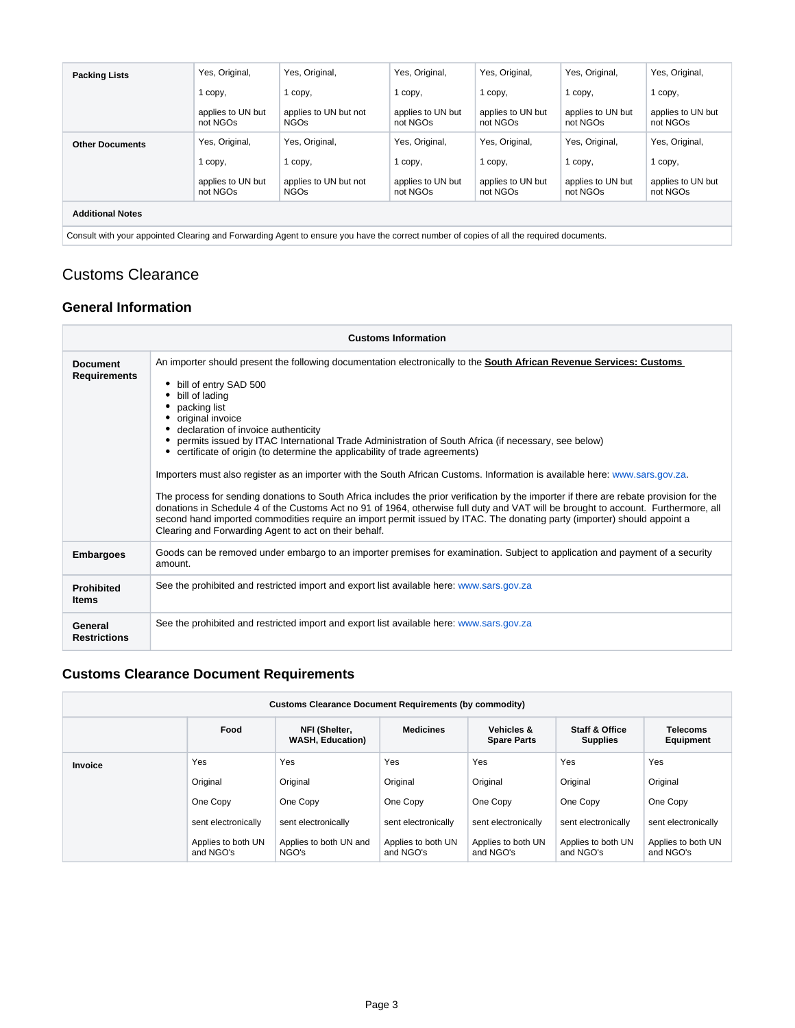| | | | | | | |
|---|---|---|---|---|---|---|
| **Packing Lists** | Yes, Original, 1 copy, applies to UN but not NGOs | Yes, Original, 1 copy, applies to UN but not NGOs | Yes, Original, 1 copy, applies to UN but not NGOs | Yes, Original, 1 copy, applies to UN but not NGOs | Yes, Original, 1 copy, applies to UN but not NGOs | Yes, Original, 1 copy, applies to UN but not NGOs |
| **Other Documents** | Yes, Original, 1 copy, applies to UN but not NGOs | Yes, Original, 1 copy, applies to UN but not NGOs | Yes, Original, 1 copy, applies to UN but not NGOs | Yes, Original, 1 copy, applies to UN but not NGOs | Yes, Original, 1 copy, applies to UN but not NGOs | Yes, Original, 1 copy, applies to UN but not NGOs |
| **Additional Notes** | | | | | | |
| Consult with your appointed Clearing and Forwarding Agent to ensure you have the correct number of copies of all the required documents. | | | | | | |

# Customs Clearance

## General Information

| Customs Information | |
|---|---|
| **Document Requirements** | An importer should present the following documentation electronically to the **South African Revenue Services: Customs**<br><br>• bill of entry SAD 500<br>• bill of lading<br>• packing list<br>• original invoice<br>• declaration of invoice authenticity<br>• permits issued by ITAC International Trade Administration of South Africa (if necessary, see below)<br>• certificate of origin (to determine the applicability of trade agreements)<br><br>Importers must also register as an importer with the South African Customs. Information is available here: www.sars.gov.za.<br><br>The process for sending donations to South Africa includes the prior verification by the importer if there are rebate provision for the donations in Schedule 4 of the Customs Act no 91 of 1964, otherwise full duty and VAT will be brought to account. Furthermore, all second hand imported commodities require an import permit issued by ITAC. The donating party (importer) should appoint a Clearing and Forwarding Agent to act on their behalf. |
| **Embargoes** | Goods can be removed under embargo to an importer premises for examination. Subject to application and payment of a security amount. |
| **Prohibited Items** | See the prohibited and restricted import and export list available here: www.sars.gov.za |
| **General Restrictions** | See the prohibited and restricted import and export list available here: www.sars.gov.za |

## Customs Clearance Document Requirements

| Customs Clearance Document Requirements (by commodity) | | | | | | |
|---|---|---|---|---|---|---|
| | **Food** | **NFI (Shelter, WASH, Education)** | **Medicines** | **Vehicles & Spare Parts** | **Staff & Office Supplies** | **Telecoms Equipment** |
| **Invoice** | Yes<br>Original<br>One Copy<br>sent electronically<br>Applies to both UN and NGO's | Yes<br>Original<br>One Copy<br>sent electronically<br>Applies to both UN and NGO's | Yes<br>Original<br>One Copy<br>sent electronically<br>Applies to both UN and NGO's | Yes<br>Original<br>One Copy<br>sent electronically<br>Applies to both UN and NGO's | Yes<br>Original<br>One Copy<br>sent electronically<br>Applies to both UN and NGO's | Yes<br>Original<br>One Copy<br>sent electronically<br>Applies to both UN and NGO's |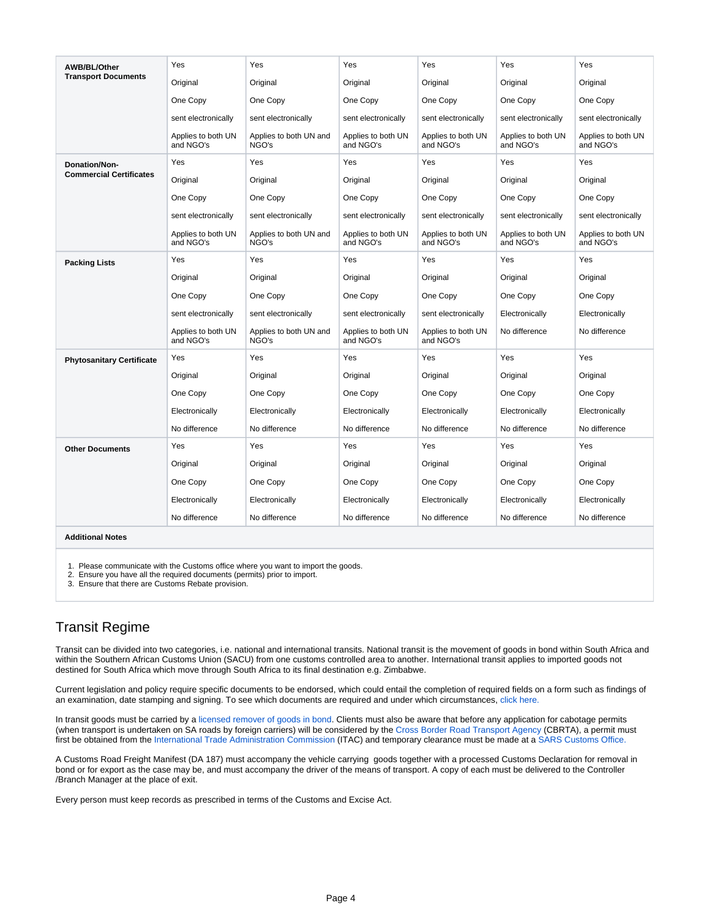| | | | | | | |
|---|---|---|---|---|---|---|
| **AWB/BL/Other Transport Documents** | Yes<br>Original<br>One Copy<br>sent electronically<br>Applies to both UN and NGO's | Yes<br>Original<br>One Copy<br>sent electronically<br>Applies to both UN and NGO's | Yes<br>Original<br>One Copy<br>sent electronically<br>Applies to both UN and NGO's | Yes<br>Original<br>One Copy<br>sent electronically<br>Applies to both UN and NGO's | Yes<br>Original<br>One Copy<br>sent electronically<br>Applies to both UN and NGO's | Yes<br>Original<br>One Copy<br>sent electronically<br>Applies to both UN and NGO's |
| **Donation/Non-Commercial Certificates** | Yes<br>Original<br>One Copy<br>sent electronically<br>Applies to both UN and NGO's | Yes<br>Original<br>One Copy<br>sent electronically<br>Applies to both UN and NGO's | Yes<br>Original<br>One Copy<br>sent electronically<br>Applies to both UN and NGO's | Yes<br>Original<br>One Copy<br>sent electronically<br>Applies to both UN and NGO's | Yes<br>Original<br>One Copy<br>sent electronically<br>Applies to both UN and NGO's | Yes<br>Original<br>One Copy<br>sent electronically<br>Applies to both UN and NGO's |
| **Packing Lists** | Yes<br>Original<br>One Copy<br>sent electronically<br>Applies to both UN and NGO's | Yes<br>Original<br>One Copy<br>sent electronically<br>Applies to both UN and NGO's | Yes<br>Original<br>One Copy<br>sent electronically<br>Applies to both UN and NGO's | Yes<br>Original<br>One Copy<br>sent electronically<br>Applies to both UN and NGO's | Yes<br>Original<br>One Copy<br>Electronically<br>No difference | Yes<br>Original<br>One Copy<br>Electronically<br>No difference |
| **Phytosanitary Certificate** | Yes<br>Original<br>One Copy<br>Electronically<br>No difference | Yes<br>Original<br>One Copy<br>Electronically<br>No difference | Yes<br>Original<br>One Copy<br>Electronically<br>No difference | Yes<br>Original<br>One Copy<br>Electronically<br>No difference | Yes<br>Original<br>One Copy<br>Electronically<br>No difference | Yes<br>Original<br>One Copy<br>Electronically<br>No difference |
| **Other Documents** | Yes<br>Original<br>One Copy<br>Electronically<br>No difference | Yes<br>Original<br>One Copy<br>Electronically<br>No difference | Yes<br>Original<br>One Copy<br>Electronically<br>No difference | Yes<br>Original<br>One Copy<br>Electronically<br>No difference | Yes<br>Original<br>One Copy<br>Electronically<br>No difference | Yes<br>Original<br>One Copy<br>Electronically<br>No difference |

**Additional Notes**

1. Please communicate with the Customs office where you want to import the goods.
2. Ensure you have all the required documents (permits) prior to import.
3. Ensure that there are Customs Rebate provision.

## Transit Regime

Transit can be divided into two categories, i.e. national and international transits. National transit is the movement of goods in bond within South Africa and within the Southern African Customs Union (SACU) from one customs controlled area to another. International transit applies to imported goods not destined for South Africa which move through South Africa to its final destination e.g. Zimbabwe.

Current legislation and policy require specific documents to be endorsed, which could entail the completion of required fields on a form such as findings of an examination, date stamping and signing. To see which documents are required and under which circumstances, click here.

In transit goods must be carried by a licensed remover of goods in bond. Clients must also be aware that before any application for cabotage permits (when transport is undertaken on SA roads by foreign carriers) will be considered by the Cross Border Road Transport Agency (CBRTA), a permit must first be obtained from the International Trade Administration Commission (ITAC) and temporary clearance must be made at a SARS Customs Office.

A Customs Road Freight Manifest (DA 187) must accompany the vehicle carrying goods together with a processed Customs Declaration for removal in bond or for export as the case may be, and must accompany the driver of the means of transport. A copy of each must be delivered to the Controller /Branch Manager at the place of exit.

Every person must keep records as prescribed in terms of the Customs and Excise Act.